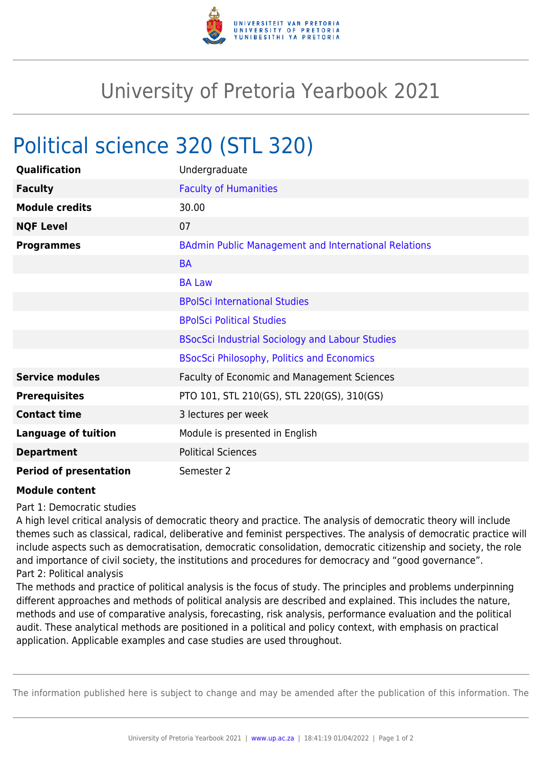# University of Pretoria Yearbook 2021

## Political science 320 (STL 320)

| | |
|---|---|
| **Qualification** | Undergraduate |
| **Faculty** | Faculty of Humanities |
| **Module credits** | 30.00 |
| **NQF Level** | 07 |
| **Programmes** | BAdmin Public Management and International Relations |
| | BA |
| | BA Law |
| | BPolSci International Studies |
| | BPolSci Political Studies |
| | BSocSci Industrial Sociology and Labour Studies |
| | BSocSci Philosophy, Politics and Economics |
| **Service modules** | Faculty of Economic and Management Sciences |
| **Prerequisites** | PTO 101, STL 210(GS), STL 220(GS), 310(GS) |
| **Contact time** | 3 lectures per week |
| **Language of tuition** | Module is presented in English |
| **Department** | Political Sciences |
| **Period of presentation** | Semester 2 |

**Module content**

Part 1: Democratic studies

A high level critical analysis of democratic theory and practice. The analysis of democratic theory will include themes such as classical, radical, deliberative and feminist perspectives. The analysis of democratic practice will include aspects such as democratisation, democratic consolidation, democratic citizenship and society, the role and importance of civil society, the institutions and procedures for democracy and "good governance".

Part 2: Political analysis

The methods and practice of political analysis is the focus of study. The principles and problems underpinning different approaches and methods of political analysis are described and explained. This includes the nature, methods and use of comparative analysis, forecasting, risk analysis, performance evaluation and the political audit. These analytical methods are positioned in a political and policy context, with emphasis on practical application. Applicable examples and case studies are used throughout.

The information published here is subject to change and may be amended after the publication of this information. The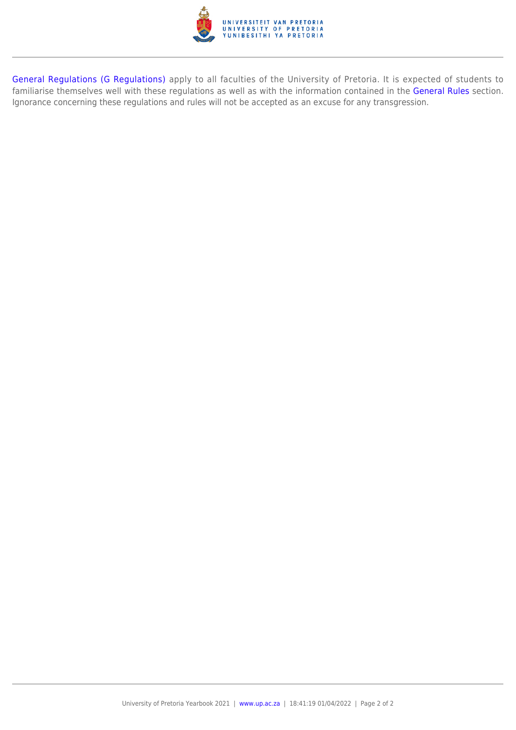General Regulations (G Regulations) apply to all faculties of the University of Pretoria. It is expected of students to familiarise themselves well with these regulations as well as with the information contained in the General Rules section. Ignorance concerning these regulations and rules will not be accepted as an excuse for any transgression.